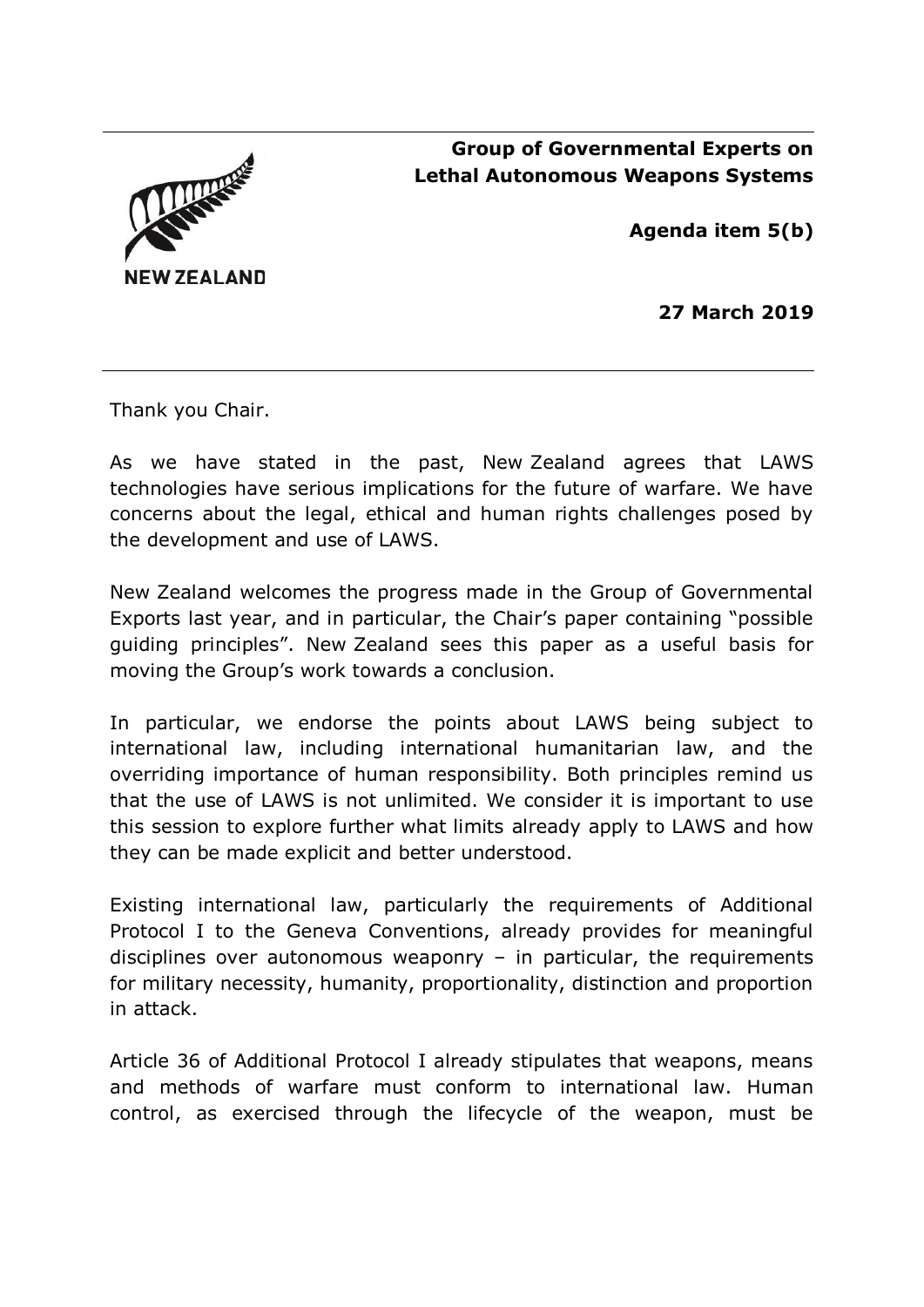**Group of Governmental Experts on Lethal Autonomous Weapons Systems**

**Agenda item 5(b)**

**27 March 2019**

NEW ZEALAND

---

Thank you Chair.

As we have stated in the past, New Zealand agrees that LAWS technologies have serious implications for the future of warfare. We have concerns about the legal, ethical and human rights challenges posed by the development and use of LAWS.

New Zealand welcomes the progress made in the Group of Governmental Exports last year, and in particular, the Chair's paper containing "possible guiding principles". New Zealand sees this paper as a useful basis for moving the Group's work towards a conclusion.

In particular, we endorse the points about LAWS being subject to international law, including international humanitarian law, and the overriding importance of human responsibility. Both principles remind us that the use of LAWS is not unlimited. We consider it is important to use this session to explore further what limits already apply to LAWS and how they can be made explicit and better understood.

Existing international law, particularly the requirements of Additional Protocol I to the Geneva Conventions, already provides for meaningful disciplines over autonomous weaponry – in particular, the requirements for military necessity, humanity, proportionality, distinction and proportion in attack.

Article 36 of Additional Protocol I already stipulates that weapons, means and methods of warfare must conform to international law. Human control, as exercised through the lifecycle of the weapon, must be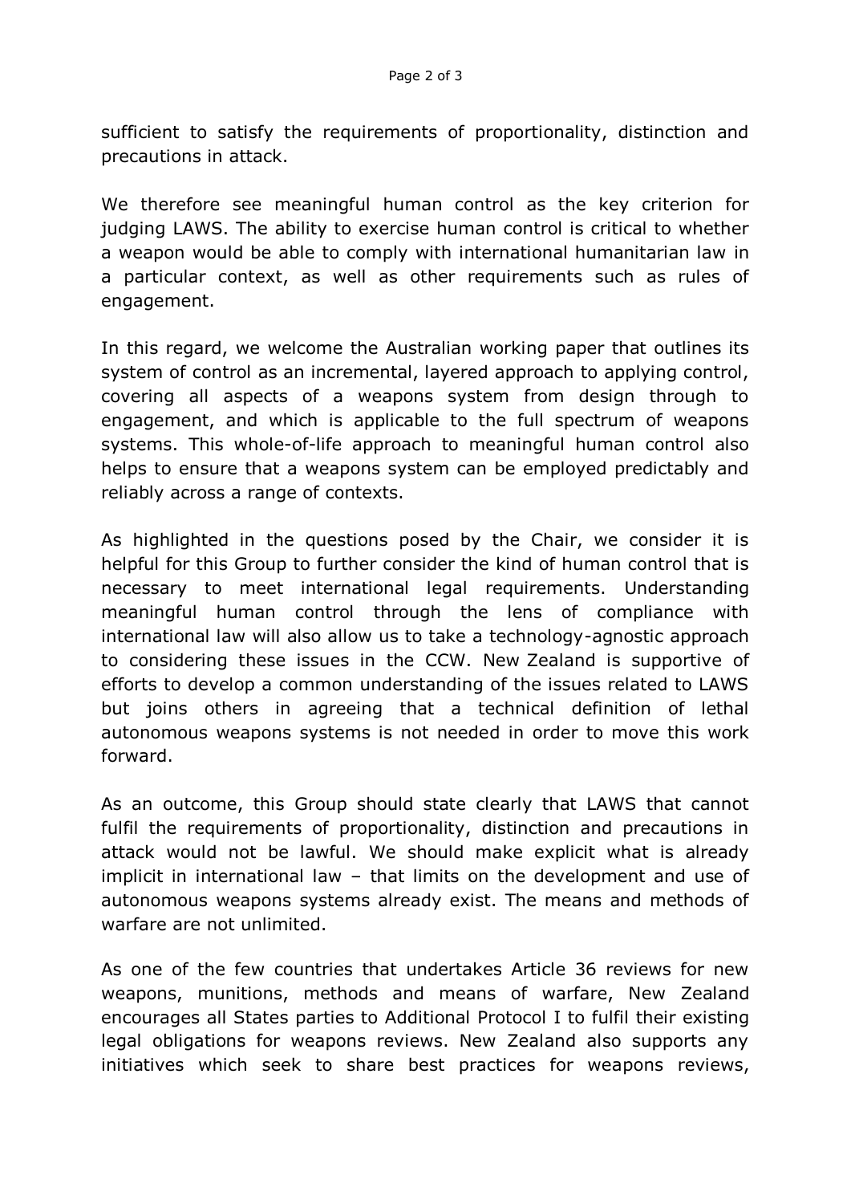sufficient to satisfy the requirements of proportionality, distinction and precautions in attack.

We therefore see meaningful human control as the key criterion for judging LAWS. The ability to exercise human control is critical to whether a weapon would be able to comply with international humanitarian law in a particular context, as well as other requirements such as rules of engagement.

In this regard, we welcome the Australian working paper that outlines its system of control as an incremental, layered approach to applying control, covering all aspects of a weapons system from design through to engagement, and which is applicable to the full spectrum of weapons systems. This whole-of-life approach to meaningful human control also helps to ensure that a weapons system can be employed predictably and reliably across a range of contexts.

As highlighted in the questions posed by the Chair, we consider it is helpful for this Group to further consider the kind of human control that is necessary to meet international legal requirements. Understanding meaningful human control through the lens of compliance with international law will also allow us to take a technology-agnostic approach to considering these issues in the CCW. New Zealand is supportive of efforts to develop a common understanding of the issues related to LAWS but joins others in agreeing that a technical definition of lethal autonomous weapons systems is not needed in order to move this work forward.

As an outcome, this Group should state clearly that LAWS that cannot fulfil the requirements of proportionality, distinction and precautions in attack would not be lawful. We should make explicit what is already implicit in international law – that limits on the development and use of autonomous weapons systems already exist. The means and methods of warfare are not unlimited.

As one of the few countries that undertakes Article 36 reviews for new weapons, munitions, methods and means of warfare, New Zealand encourages all States parties to Additional Protocol I to fulfil their existing legal obligations for weapons reviews. New Zealand also supports any initiatives which seek to share best practices for weapons reviews,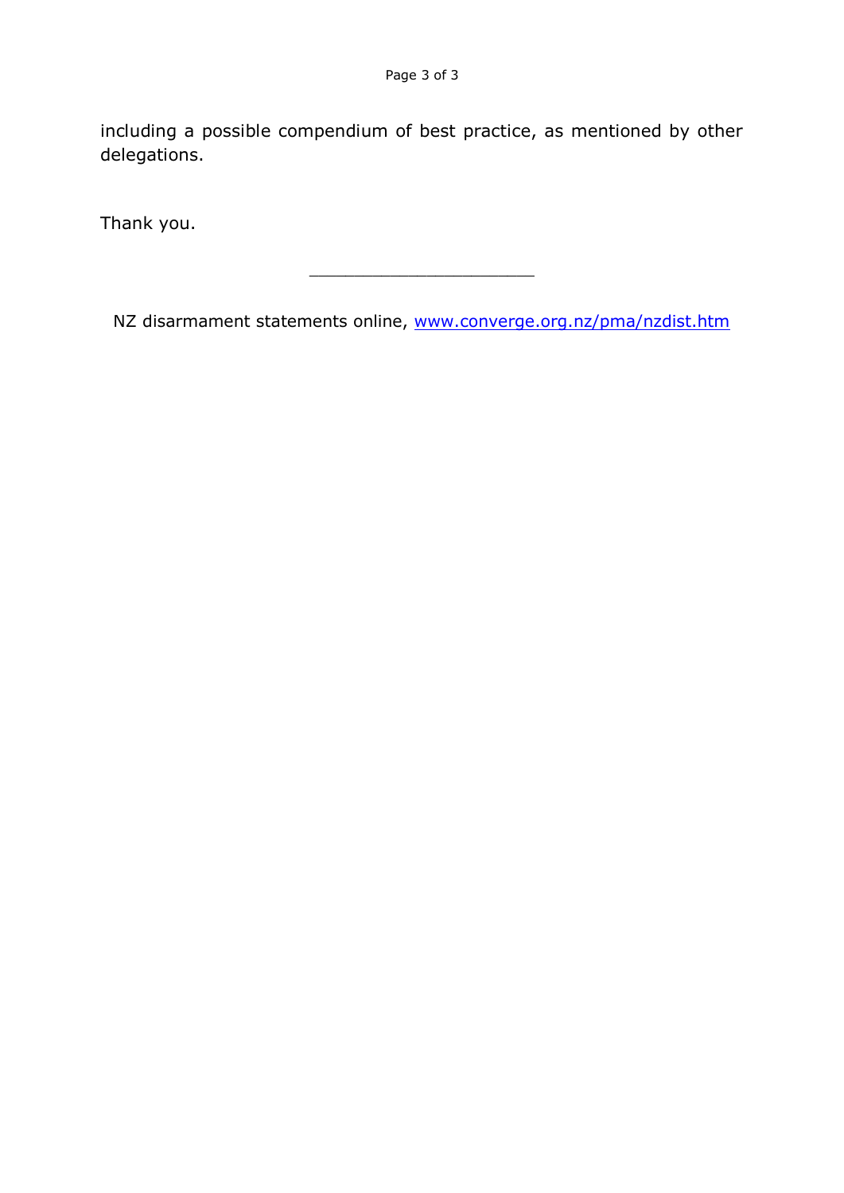including a possible compendium of best practice, as mentioned by other delegations.

Thank you.

---

NZ disarmament statements online, [www.converge.org.nz/pma/nzdist.htm](www.converge.org.nz/pma/nzdist.htm)